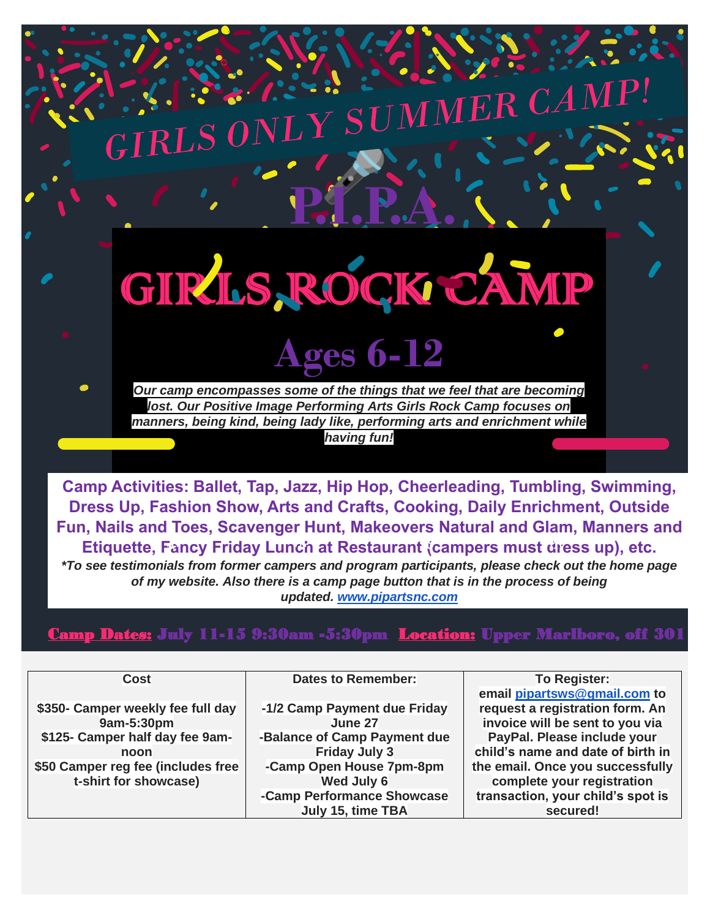# GIRLS ONLY SUMMER CAMP!

## P.I.P.A.

# GIRLS ROCK CAMP

## Ages 6-12

***Our camp encompasses some of the things that we feel that are becoming lost. Our Positive Image Performing Arts Girls Rock Camp focuses on manners, being kind, being lady like, performing arts and enrichment while having fun!***

**Camp Activities: Ballet, Tap, Jazz, Hip Hop, Cheerleading, Tumbling, Swimming, Dress Up, Fashion Show, Arts and Crafts, Cooking, Daily Enrichment, Outside Fun, Nails and Toes, Scavenger Hunt, Makeovers Natural and Glam, Manners and Etiquette, Fancy Friday Lunch at Restaurant (campers must dress up), etc.**

***\*To see testimonials from former campers and program participants, please check out the home page of my website. Also there is a camp page button that is in the process of being updated. www.pipartsnc.com***

**Camp Dates:** July 11-15 9:30am -5:30pm **Location:** Upper Marlboro, off 301

| Cost | Dates to Remember: | To Register: |
|---|---|---|
| $350- Camper weekly fee full day 9am-5:30pm<br>$125- Camper half day fee 9am-noon<br>$50 Camper reg fee (includes free t-shirt for showcase) | -1/2 Camp Payment due Friday June 27<br>-Balance of Camp Payment due Friday July 3<br>-Camp Open House 7pm-8pm Wed July 6<br>-Camp Performance Showcase July 15, time TBA | email pipartsws@gmail.com to request a registration form. An invoice will be sent to you via PayPal. Please include your child's name and date of birth in the email. Once you successfully complete your registration transaction, your child's spot is secured! |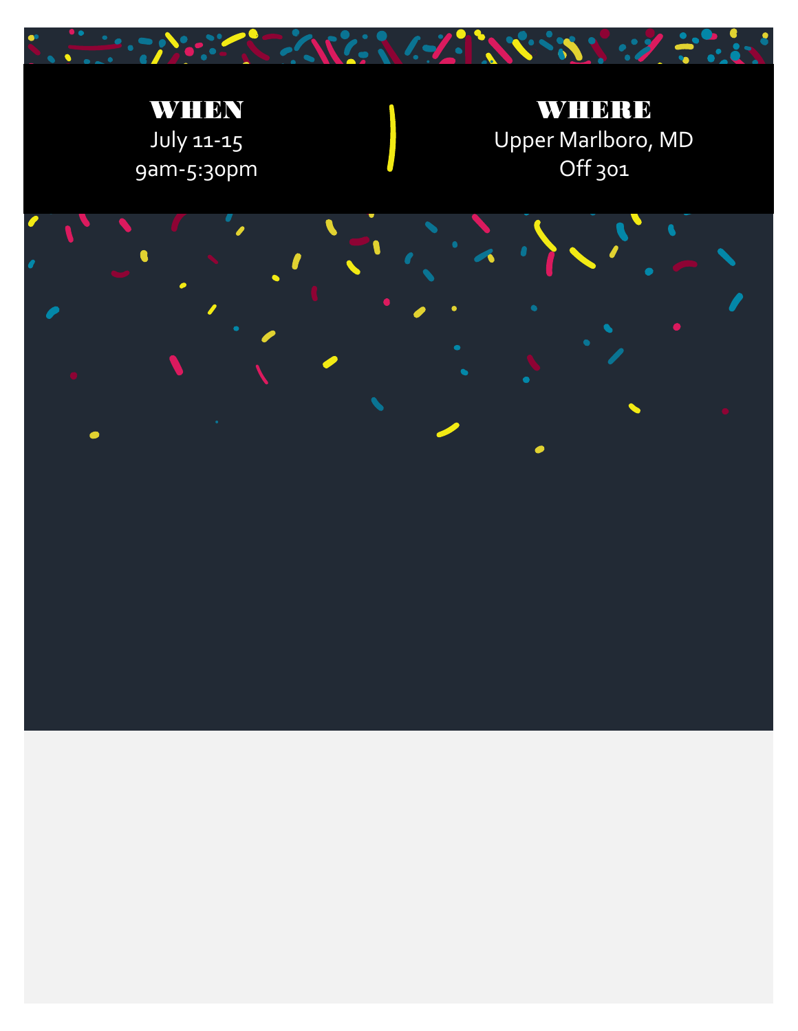## WHEN

July 11-15

9am-5:30pm

## WHERE

Upper Marlboro, MD

Off 301